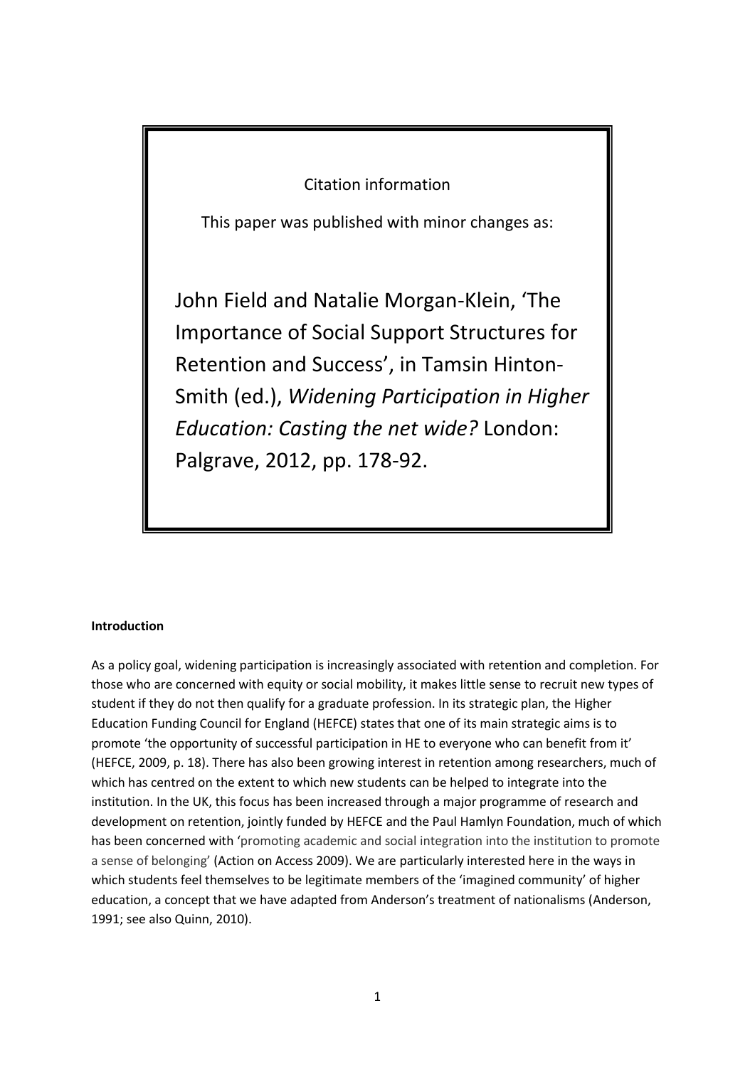Citation information

This paper was published with minor changes as:

John Field and Natalie Morgan-Klein, 'The Importance of Social Support Structures for Retention and Success', in Tamsin Hinton-Smith (ed.), *Widening Participation in Higher Education: Casting the net wide?* London: Palgrave, 2012, pp. 178-92.

**Introduction**

As a policy goal, widening participation is increasingly associated with retention and completion. For those who are concerned with equity or social mobility, it makes little sense to recruit new types of student if they do not then qualify for a graduate profession. In its strategic plan, the Higher Education Funding Council for England (HEFCE) states that one of its main strategic aims is to promote 'the opportunity of successful participation in HE to everyone who can benefit from it' (HEFCE, 2009, p. 18). There has also been growing interest in retention among researchers, much of which has centred on the extent to which new students can be helped to integrate into the institution. In the UK, this focus has been increased through a major programme of research and development on retention, jointly funded by HEFCE and the Paul Hamlyn Foundation, much of which has been concerned with 'promoting academic and social integration into the institution to promote a sense of belonging' (Action on Access 2009). We are particularly interested here in the ways in which students feel themselves to be legitimate members of the 'imagined community' of higher education, a concept that we have adapted from Anderson's treatment of nationalisms (Anderson, 1991; see also Quinn, 2010).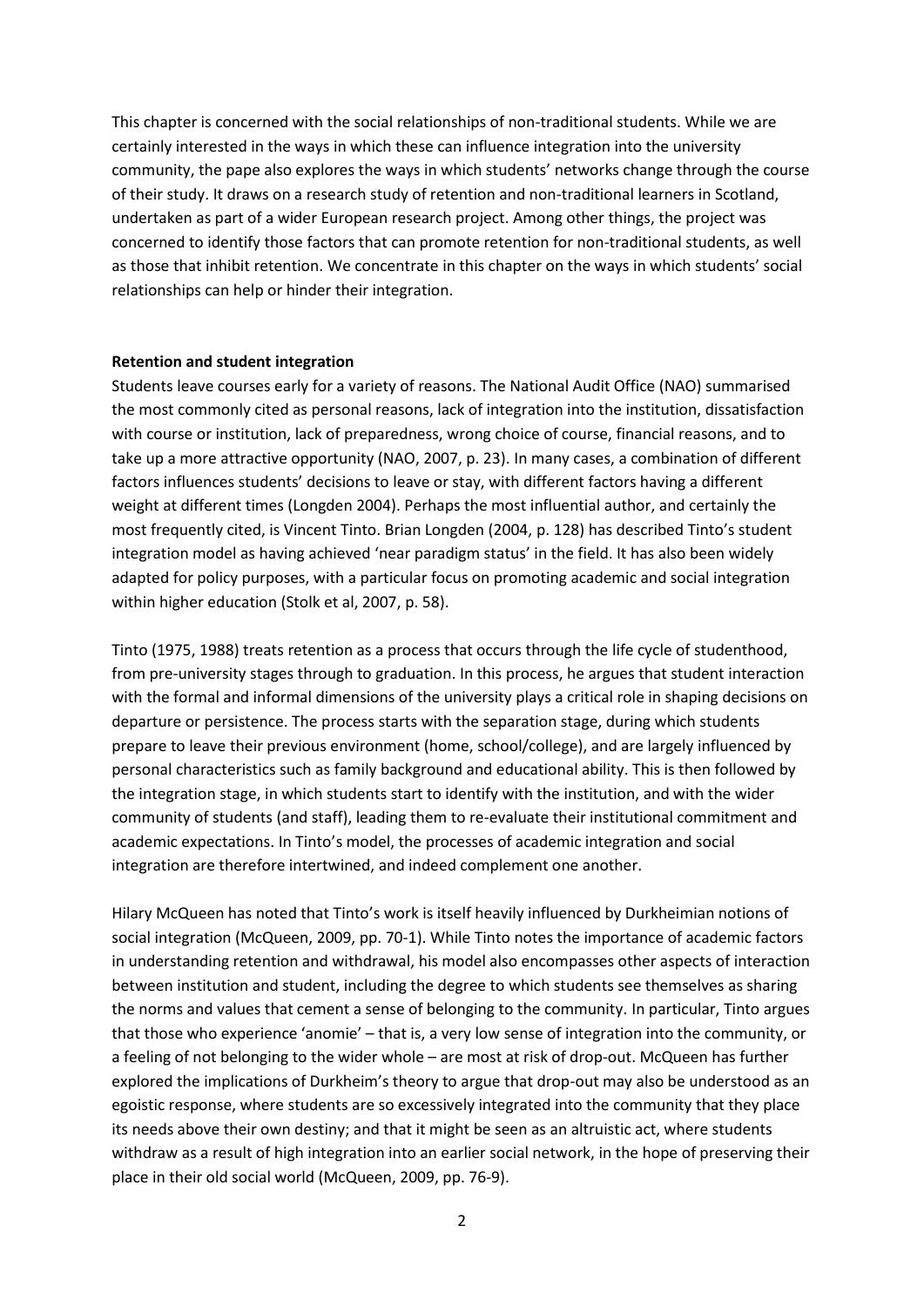This chapter is concerned with the social relationships of non-traditional students. While we are certainly interested in the ways in which these can influence integration into the university community, the pape also explores the ways in which students' networks change through the course of their study. It draws on a research study of retention and non-traditional learners in Scotland, undertaken as part of a wider European research project. Among other things, the project was concerned to identify those factors that can promote retention for non-traditional students, as well as those that inhibit retention. We concentrate in this chapter on the ways in which students' social relationships can help or hinder their integration.

**Retention and student integration**

Students leave courses early for a variety of reasons. The National Audit Office (NAO) summarised the most commonly cited as personal reasons, lack of integration into the institution, dissatisfaction with course or institution, lack of preparedness, wrong choice of course, financial reasons, and to take up a more attractive opportunity (NAO, 2007, p. 23). In many cases, a combination of different factors influences students' decisions to leave or stay, with different factors having a different weight at different times (Longden 2004). Perhaps the most influential author, and certainly the most frequently cited, is Vincent Tinto. Brian Longden (2004, p. 128) has described Tinto's student integration model as having achieved 'near paradigm status' in the field. It has also been widely adapted for policy purposes, with a particular focus on promoting academic and social integration within higher education (Stolk et al, 2007, p. 58).

Tinto (1975, 1988) treats retention as a process that occurs through the life cycle of studenthood, from pre-university stages through to graduation. In this process, he argues that student interaction with the formal and informal dimensions of the university plays a critical role in shaping decisions on departure or persistence. The process starts with the separation stage, during which students prepare to leave their previous environment (home, school/college), and are largely influenced by personal characteristics such as family background and educational ability. This is then followed by the integration stage, in which students start to identify with the institution, and with the wider community of students (and staff), leading them to re-evaluate their institutional commitment and academic expectations. In Tinto's model, the processes of academic integration and social integration are therefore intertwined, and indeed complement one another.

Hilary McQueen has noted that Tinto's work is itself heavily influenced by Durkheimian notions of social integration (McQueen, 2009, pp. 70-1). While Tinto notes the importance of academic factors in understanding retention and withdrawal, his model also encompasses other aspects of interaction between institution and student, including the degree to which students see themselves as sharing the norms and values that cement a sense of belonging to the community. In particular, Tinto argues that those who experience 'anomie' – that is, a very low sense of integration into the community, or a feeling of not belonging to the wider whole – are most at risk of drop-out. McQueen has further explored the implications of Durkheim's theory to argue that drop-out may also be understood as an egoistic response, where students are so excessively integrated into the community that they place its needs above their own destiny; and that it might be seen as an altruistic act, where students withdraw as a result of high integration into an earlier social network, in the hope of preserving their place in their old social world (McQueen, 2009, pp. 76-9).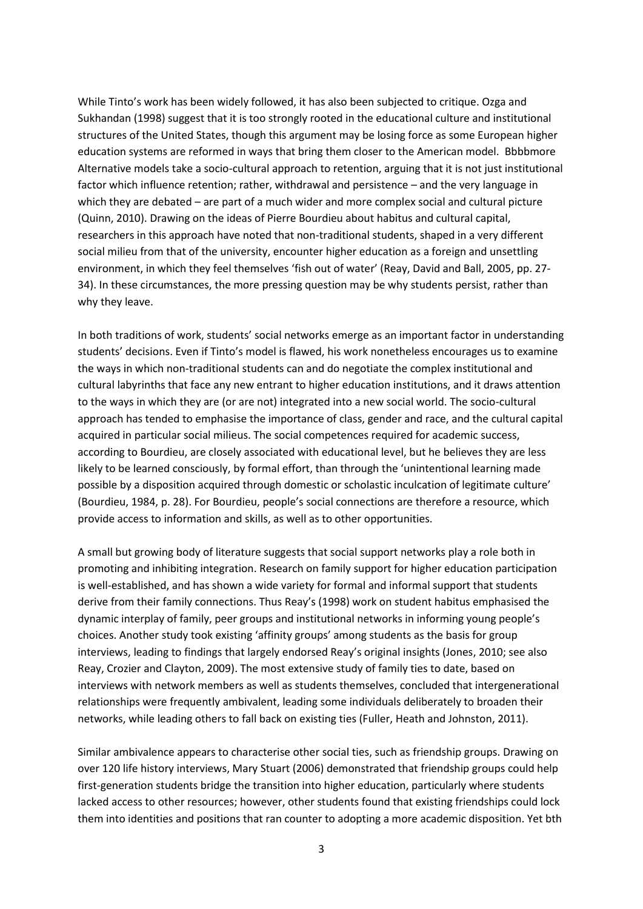While Tinto's work has been widely followed, it has also been subjected to critique. Ozga and Sukhandan (1998) suggest that it is too strongly rooted in the educational culture and institutional structures of the United States, though this argument may be losing force as some European higher education systems are reformed in ways that bring them closer to the American model. Bbbbmore Alternative models take a socio-cultural approach to retention, arguing that it is not just institutional factor which influence retention; rather, withdrawal and persistence – and the very language in which they are debated – are part of a much wider and more complex social and cultural picture (Quinn, 2010). Drawing on the ideas of Pierre Bourdieu about habitus and cultural capital, researchers in this approach have noted that non-traditional students, shaped in a very different social milieu from that of the university, encounter higher education as a foreign and unsettling environment, in which they feel themselves 'fish out of water' (Reay, David and Ball, 2005, pp. 27-34). In these circumstances, the more pressing question may be why students persist, rather than why they leave.

In both traditions of work, students' social networks emerge as an important factor in understanding students' decisions. Even if Tinto's model is flawed, his work nonetheless encourages us to examine the ways in which non-traditional students can and do negotiate the complex institutional and cultural labyrinths that face any new entrant to higher education institutions, and it draws attention to the ways in which they are (or are not) integrated into a new social world. The socio-cultural approach has tended to emphasise the importance of class, gender and race, and the cultural capital acquired in particular social milieus. The social competences required for academic success, according to Bourdieu, are closely associated with educational level, but he believes they are less likely to be learned consciously, by formal effort, than through the 'unintentional learning made possible by a disposition acquired through domestic or scholastic inculcation of legitimate culture' (Bourdieu, 1984, p. 28). For Bourdieu, people's social connections are therefore a resource, which provide access to information and skills, as well as to other opportunities.

A small but growing body of literature suggests that social support networks play a role both in promoting and inhibiting integration. Research on family support for higher education participation is well-established, and has shown a wide variety for formal and informal support that students derive from their family connections. Thus Reay's (1998) work on student habitus emphasised the dynamic interplay of family, peer groups and institutional networks in informing young people's choices. Another study took existing 'affinity groups' among students as the basis for group interviews, leading to findings that largely endorsed Reay's original insights (Jones, 2010; see also Reay, Crozier and Clayton, 2009). The most extensive study of family ties to date, based on interviews with network members as well as students themselves, concluded that intergenerational relationships were frequently ambivalent, leading some individuals deliberately to broaden their networks, while leading others to fall back on existing ties (Fuller, Heath and Johnston, 2011).

Similar ambivalence appears to characterise other social ties, such as friendship groups. Drawing on over 120 life history interviews, Mary Stuart (2006) demonstrated that friendship groups could help first-generation students bridge the transition into higher education, particularly where students lacked access to other resources; however, other students found that existing friendships could lock them into identities and positions that ran counter to adopting a more academic disposition. Yet bth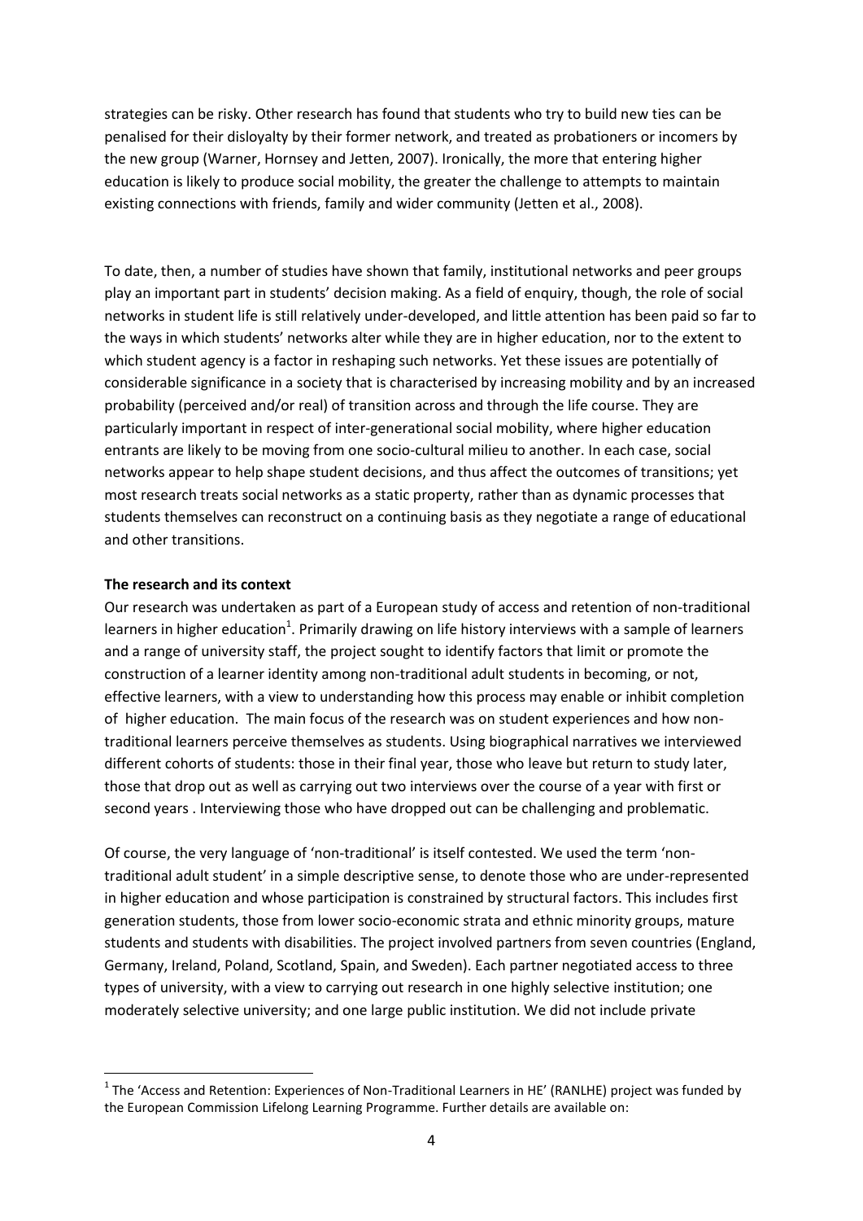strategies can be risky. Other research has found that students who try to build new ties can be penalised for their disloyalty by their former network, and treated as probationers or incomers by the new group (Warner, Hornsey and Jetten, 2007). Ironically, the more that entering higher education is likely to produce social mobility, the greater the challenge to attempts to maintain existing connections with friends, family and wider community (Jetten et al., 2008).

To date, then, a number of studies have shown that family, institutional networks and peer groups play an important part in students' decision making. As a field of enquiry, though, the role of social networks in student life is still relatively under-developed, and little attention has been paid so far to the ways in which students' networks alter while they are in higher education, nor to the extent to which student agency is a factor in reshaping such networks. Yet these issues are potentially of considerable significance in a society that is characterised by increasing mobility and by an increased probability (perceived and/or real) of transition across and through the life course. They are particularly important in respect of inter-generational social mobility, where higher education entrants are likely to be moving from one socio-cultural milieu to another. In each case, social networks appear to help shape student decisions, and thus affect the outcomes of transitions; yet most research treats social networks as a static property, rather than as dynamic processes that students themselves can reconstruct on a continuing basis as they negotiate a range of educational and other transitions.

**The research and its context**

Our research was undertaken as part of a European study of access and retention of non-traditional learners in higher education[1]. Primarily drawing on life history interviews with a sample of learners and a range of university staff, the project sought to identify factors that limit or promote the construction of a learner identity among non-traditional adult students in becoming, or not, effective learners, with a view to understanding how this process may enable or inhibit completion of higher education. The main focus of the research was on student experiences and how non-traditional learners perceive themselves as students. Using biographical narratives we interviewed different cohorts of students: those in their final year, those who leave but return to study later, those that drop out as well as carrying out two interviews over the course of a year with first or second years . Interviewing those who have dropped out can be challenging and problematic.

Of course, the very language of 'non-traditional' is itself contested. We used the term 'non-traditional adult student' in a simple descriptive sense, to denote those who are under-represented in higher education and whose participation is constrained by structural factors. This includes first generation students, those from lower socio-economic strata and ethnic minority groups, mature students and students with disabilities. The project involved partners from seven countries (England, Germany, Ireland, Poland, Scotland, Spain, and Sweden). Each partner negotiated access to three types of university, with a view to carrying out research in one highly selective institution; one moderately selective university; and one large public institution. We did not include private

[1] The 'Access and Retention: Experiences of Non-Traditional Learners in HE' (RANLHE) project was funded by the European Commission Lifelong Learning Programme. Further details are available on: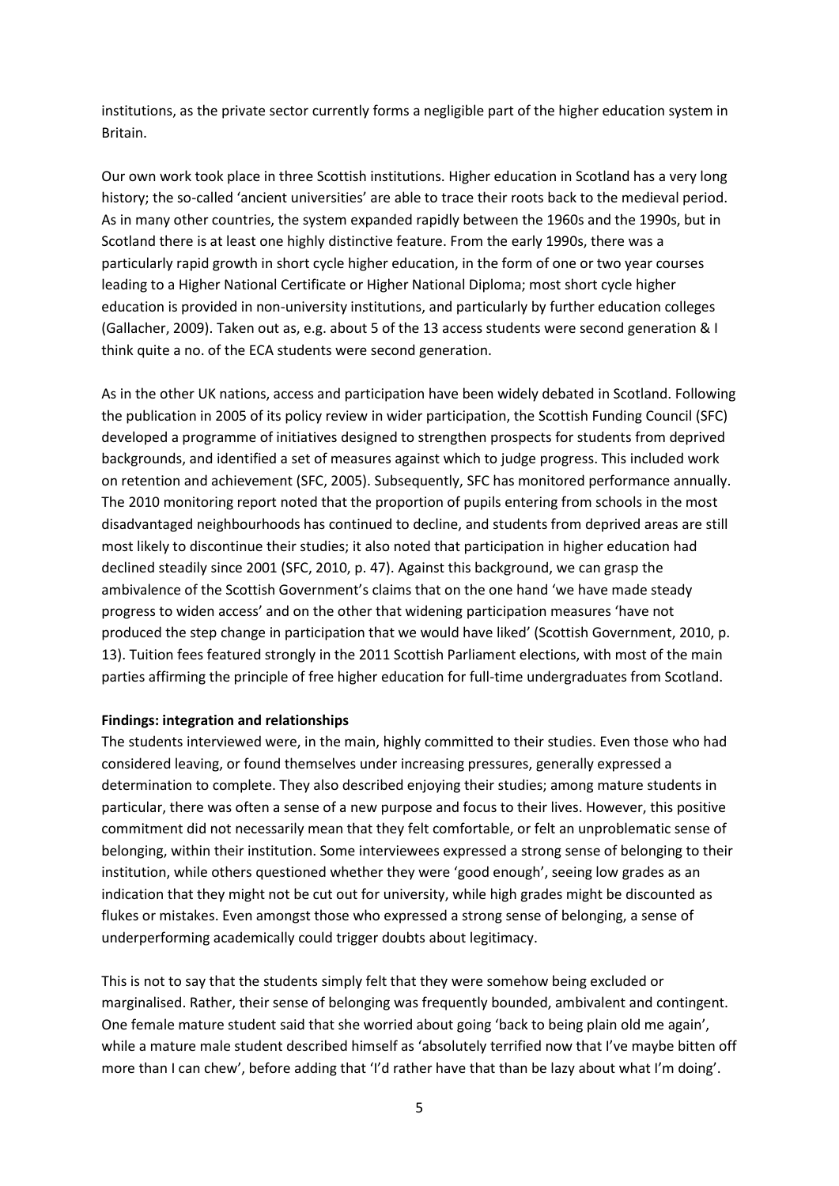institutions, as the private sector currently forms a negligible part of the higher education system in Britain.

Our own work took place in three Scottish institutions. Higher education in Scotland has a very long history; the so-called 'ancient universities' are able to trace their roots back to the medieval period. As in many other countries, the system expanded rapidly between the 1960s and the 1990s, but in Scotland there is at least one highly distinctive feature. From the early 1990s, there was a particularly rapid growth in short cycle higher education, in the form of one or two year courses leading to a Higher National Certificate or Higher National Diploma; most short cycle higher education is provided in non-university institutions, and particularly by further education colleges (Gallacher, 2009). Taken out as, e.g. about 5 of the 13 access students were second generation & I think quite a no. of the ECA students were second generation.

As in the other UK nations, access and participation have been widely debated in Scotland. Following the publication in 2005 of its policy review in wider participation, the Scottish Funding Council (SFC) developed a programme of initiatives designed to strengthen prospects for students from deprived backgrounds, and identified a set of measures against which to judge progress. This included work on retention and achievement (SFC, 2005). Subsequently, SFC has monitored performance annually. The 2010 monitoring report noted that the proportion of pupils entering from schools in the most disadvantaged neighbourhoods has continued to decline, and students from deprived areas are still most likely to discontinue their studies; it also noted that participation in higher education had declined steadily since 2001 (SFC, 2010, p. 47). Against this background, we can grasp the ambivalence of the Scottish Government's claims that on the one hand 'we have made steady progress to widen access' and on the other that widening participation measures 'have not produced the step change in participation that we would have liked' (Scottish Government, 2010, p. 13). Tuition fees featured strongly in the 2011 Scottish Parliament elections, with most of the main parties affirming the principle of free higher education for full-time undergraduates from Scotland.

**Findings: integration and relationships**

The students interviewed were, in the main, highly committed to their studies. Even those who had considered leaving, or found themselves under increasing pressures, generally expressed a determination to complete. They also described enjoying their studies; among mature students in particular, there was often a sense of a new purpose and focus to their lives. However, this positive commitment did not necessarily mean that they felt comfortable, or felt an unproblematic sense of belonging, within their institution. Some interviewees expressed a strong sense of belonging to their institution, while others questioned whether they were 'good enough', seeing low grades as an indication that they might not be cut out for university, while high grades might be discounted as flukes or mistakes. Even amongst those who expressed a strong sense of belonging, a sense of underperforming academically could trigger doubts about legitimacy.

This is not to say that the students simply felt that they were somehow being excluded or marginalised. Rather, their sense of belonging was frequently bounded, ambivalent and contingent. One female mature student said that she worried about going 'back to being plain old me again', while a mature male student described himself as 'absolutely terrified now that I've maybe bitten off more than I can chew', before adding that 'I'd rather have that than be lazy about what I'm doing'.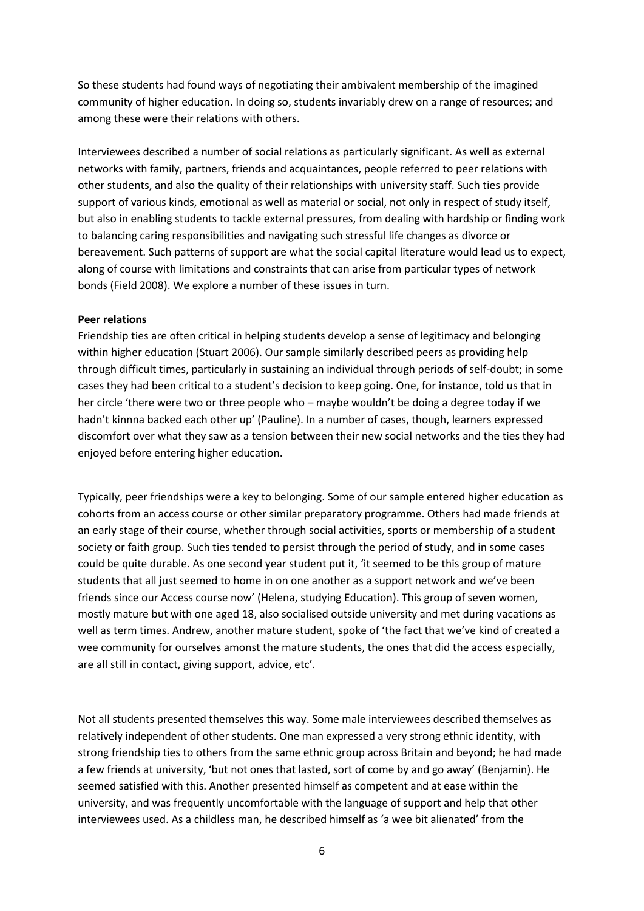So these students had found ways of negotiating their ambivalent membership of the imagined community of higher education. In doing so, students invariably drew on a range of resources; and among these were their relations with others.

Interviewees described a number of social relations as particularly significant. As well as external networks with family, partners, friends and acquaintances, people referred to peer relations with other students, and also the quality of their relationships with university staff. Such ties provide support of various kinds, emotional as well as material or social, not only in respect of study itself, but also in enabling students to tackle external pressures, from dealing with hardship or finding work to balancing caring responsibilities and navigating such stressful life changes as divorce or bereavement. Such patterns of support are what the social capital literature would lead us to expect, along of course with limitations and constraints that can arise from particular types of network bonds (Field 2008). We explore a number of these issues in turn.

**Peer relations**

Friendship ties are often critical in helping students develop a sense of legitimacy and belonging within higher education (Stuart 2006). Our sample similarly described peers as providing help through difficult times, particularly in sustaining an individual through periods of self-doubt; in some cases they had been critical to a student's decision to keep going. One, for instance, told us that in her circle 'there were two or three people who – maybe wouldn't be doing a degree today if we hadn't kinnna backed each other up' (Pauline). In a number of cases, though, learners expressed discomfort over what they saw as a tension between their new social networks and the ties they had enjoyed before entering higher education.

Typically, peer friendships were a key to belonging. Some of our sample entered higher education as cohorts from an access course or other similar preparatory programme. Others had made friends at an early stage of their course, whether through social activities, sports or membership of a student society or faith group. Such ties tended to persist through the period of study, and in some cases could be quite durable. As one second year student put it, 'it seemed to be this group of mature students that all just seemed to home in on one another as a support network and we've been friends since our Access course now' (Helena, studying Education). This group of seven women, mostly mature but with one aged 18, also socialised outside university and met during vacations as well as term times. Andrew, another mature student, spoke of 'the fact that we've kind of created a wee community for ourselves amonst the mature students, the ones that did the access especially, are all still in contact, giving support, advice, etc'.

Not all students presented themselves this way. Some male interviewees described themselves as relatively independent of other students. One man expressed a very strong ethnic identity, with strong friendship ties to others from the same ethnic group across Britain and beyond; he had made a few friends at university, 'but not ones that lasted, sort of come by and go away' (Benjamin). He seemed satisfied with this. Another presented himself as competent and at ease within the university, and was frequently uncomfortable with the language of support and help that other interviewees used. As a childless man, he described himself as 'a wee bit alienated' from the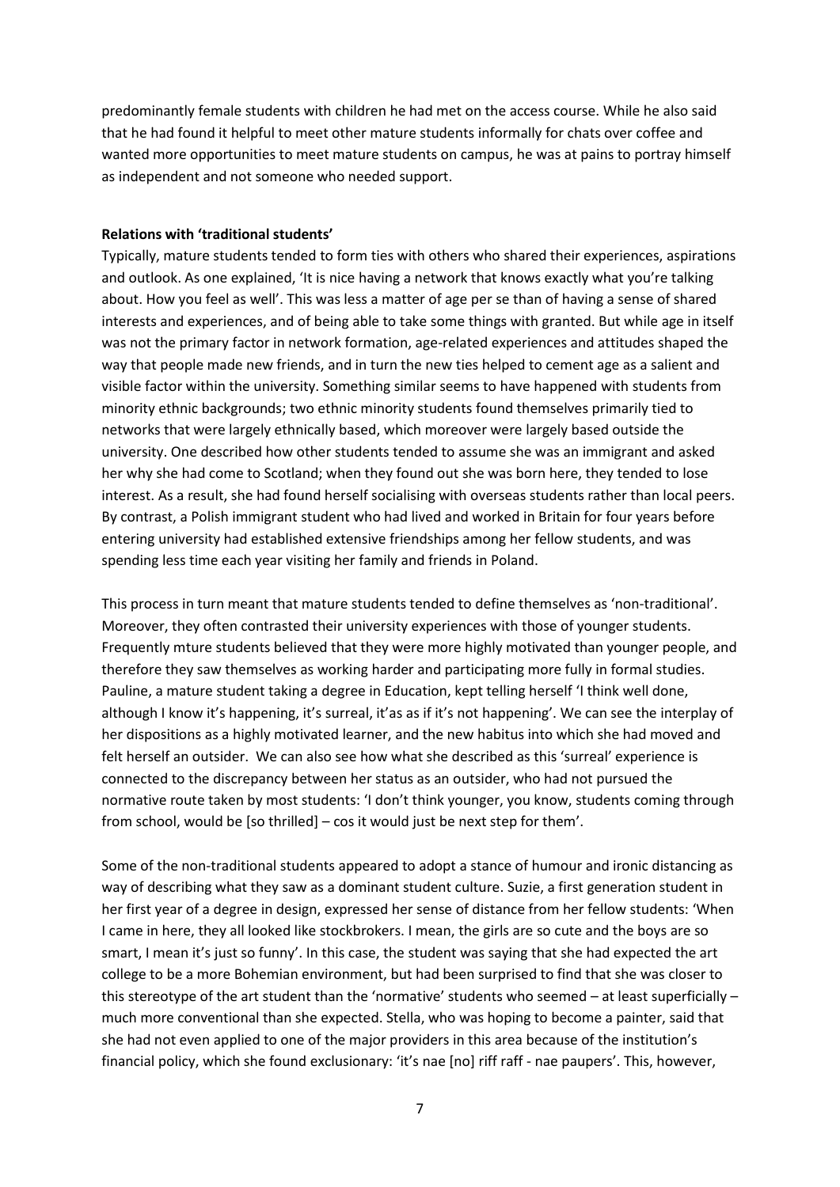predominantly female students with children he had met on the access course. While he also said that he had found it helpful to meet other mature students informally for chats over coffee and wanted more opportunities to meet mature students on campus, he was at pains to portray himself as independent and not someone who needed support.

**Relations with 'traditional students'**

Typically, mature students tended to form ties with others who shared their experiences, aspirations and outlook. As one explained, 'It is nice having a network that knows exactly what you're talking about. How you feel as well'. This was less a matter of age per se than of having a sense of shared interests and experiences, and of being able to take some things with granted. But while age in itself was not the primary factor in network formation, age-related experiences and attitudes shaped the way that people made new friends, and in turn the new ties helped to cement age as a salient and visible factor within the university. Something similar seems to have happened with students from minority ethnic backgrounds; two ethnic minority students found themselves primarily tied to networks that were largely ethnically based, which moreover were largely based outside the university. One described how other students tended to assume she was an immigrant and asked her why she had come to Scotland; when they found out she was born here, they tended to lose interest. As a result, she had found herself socialising with overseas students rather than local peers. By contrast, a Polish immigrant student who had lived and worked in Britain for four years before entering university had established extensive friendships among her fellow students, and was spending less time each year visiting her family and friends in Poland.

This process in turn meant that mature students tended to define themselves as 'non-traditional'. Moreover, they often contrasted their university experiences with those of younger students. Frequently mture students believed that they were more highly motivated than younger people, and therefore they saw themselves as working harder and participating more fully in formal studies. Pauline, a mature student taking a degree in Education, kept telling herself 'I think well done, although I know it's happening, it's surreal, it'as as if it's not happening'. We can see the interplay of her dispositions as a highly motivated learner, and the new habitus into which she had moved and felt herself an outsider. We can also see how what she described as this 'surreal' experience is connected to the discrepancy between her status as an outsider, who had not pursued the normative route taken by most students: 'I don't think younger, you know, students coming through from school, would be [so thrilled] – cos it would just be next step for them'.

Some of the non-traditional students appeared to adopt a stance of humour and ironic distancing as way of describing what they saw as a dominant student culture. Suzie, a first generation student in her first year of a degree in design, expressed her sense of distance from her fellow students: 'When I came in here, they all looked like stockbrokers. I mean, the girls are so cute and the boys are so smart, I mean it's just so funny'. In this case, the student was saying that she had expected the art college to be a more Bohemian environment, but had been surprised to find that she was closer to this stereotype of the art student than the 'normative' students who seemed – at least superficially – much more conventional than she expected. Stella, who was hoping to become a painter, said that she had not even applied to one of the major providers in this area because of the institution's financial policy, which she found exclusionary: 'it's nae [no] riff raff - nae paupers'. This, however,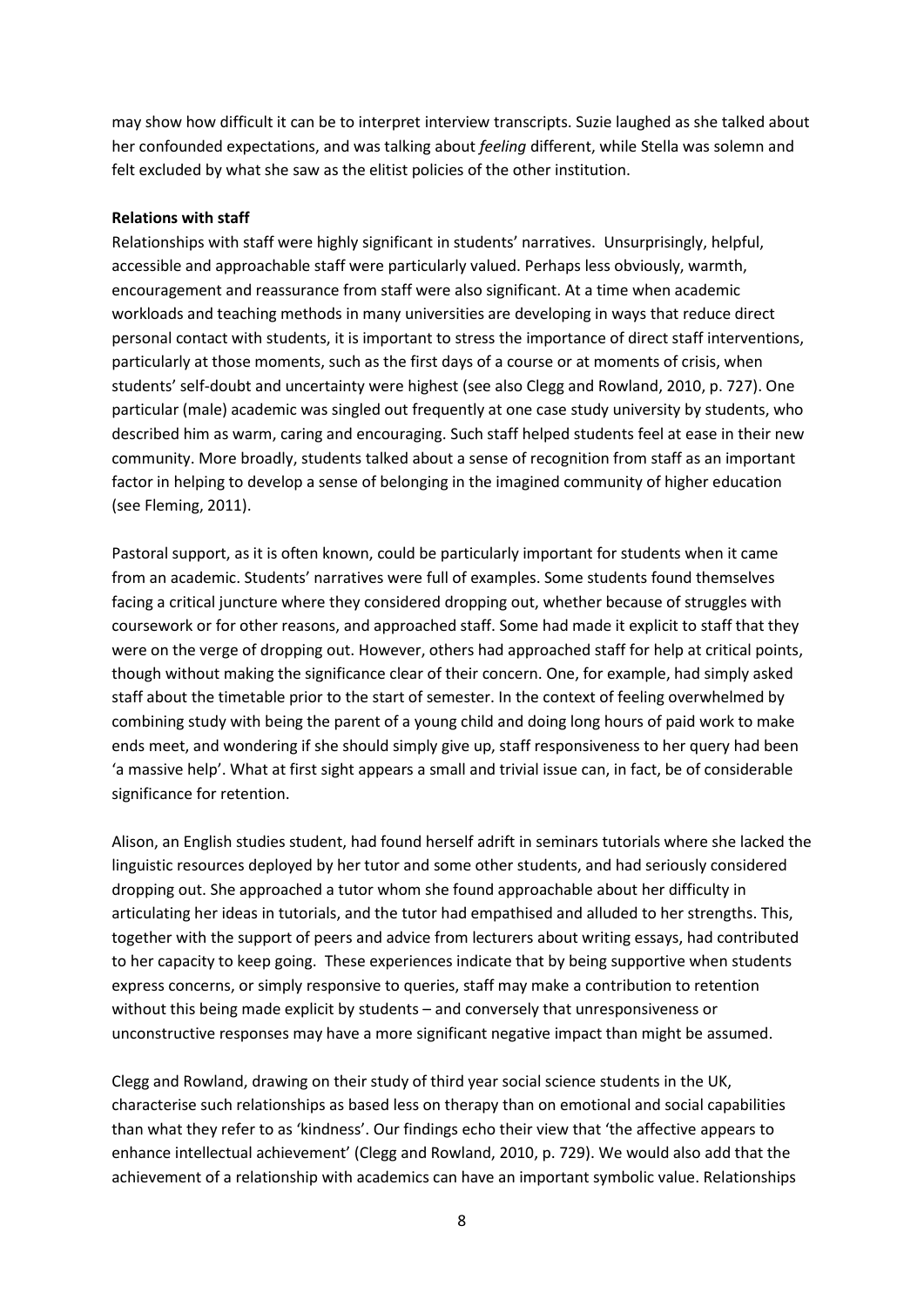may show how difficult it can be to interpret interview transcripts. Suzie laughed as she talked about her confounded expectations, and was talking about *feeling* different, while Stella was solemn and felt excluded by what she saw as the elitist policies of the other institution.

**Relations with staff**

Relationships with staff were highly significant in students' narratives. Unsurprisingly, helpful, accessible and approachable staff were particularly valued. Perhaps less obviously, warmth, encouragement and reassurance from staff were also significant. At a time when academic workloads and teaching methods in many universities are developing in ways that reduce direct personal contact with students, it is important to stress the importance of direct staff interventions, particularly at those moments, such as the first days of a course or at moments of crisis, when students' self-doubt and uncertainty were highest (see also Clegg and Rowland, 2010, p. 727). One particular (male) academic was singled out frequently at one case study university by students, who described him as warm, caring and encouraging. Such staff helped students feel at ease in their new community. More broadly, students talked about a sense of recognition from staff as an important factor in helping to develop a sense of belonging in the imagined community of higher education (see Fleming, 2011).

Pastoral support, as it is often known, could be particularly important for students when it came from an academic. Students' narratives were full of examples. Some students found themselves facing a critical juncture where they considered dropping out, whether because of struggles with coursework or for other reasons, and approached staff. Some had made it explicit to staff that they were on the verge of dropping out. However, others had approached staff for help at critical points, though without making the significance clear of their concern. One, for example, had simply asked staff about the timetable prior to the start of semester. In the context of feeling overwhelmed by combining study with being the parent of a young child and doing long hours of paid work to make ends meet, and wondering if she should simply give up, staff responsiveness to her query had been 'a massive help'. What at first sight appears a small and trivial issue can, in fact, be of considerable significance for retention.

Alison, an English studies student, had found herself adrift in seminars tutorials where she lacked the linguistic resources deployed by her tutor and some other students, and had seriously considered dropping out. She approached a tutor whom she found approachable about her difficulty in articulating her ideas in tutorials, and the tutor had empathised and alluded to her strengths. This, together with the support of peers and advice from lecturers about writing essays, had contributed to her capacity to keep going. These experiences indicate that by being supportive when students express concerns, or simply responsive to queries, staff may make a contribution to retention without this being made explicit by students – and conversely that unresponsiveness or unconstructive responses may have a more significant negative impact than might be assumed.

Clegg and Rowland, drawing on their study of third year social science students in the UK, characterise such relationships as based less on therapy than on emotional and social capabilities than what they refer to as 'kindness'. Our findings echo their view that 'the affective appears to enhance intellectual achievement' (Clegg and Rowland, 2010, p. 729). We would also add that the achievement of a relationship with academics can have an important symbolic value. Relationships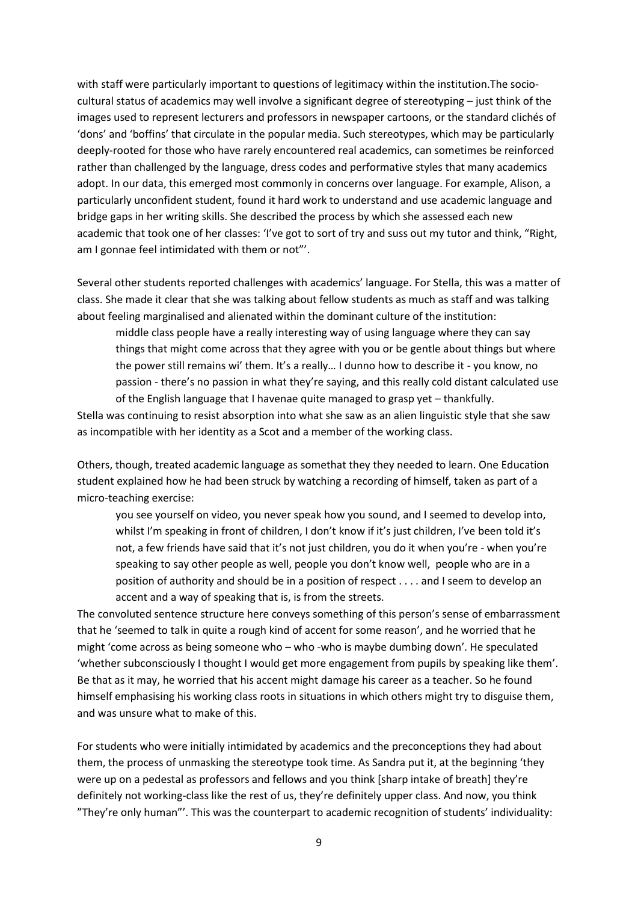with staff were particularly important to questions of legitimacy within the institution.The socio-cultural status of academics may well involve a significant degree of stereotyping – just think of the images used to represent lecturers and professors in newspaper cartoons, or the standard clichés of 'dons' and 'boffins' that circulate in the popular media. Such stereotypes, which may be particularly deeply-rooted for those who have rarely encountered real academics, can sometimes be reinforced rather than challenged by the language, dress codes and performative styles that many academics adopt. In our data, this emerged most commonly in concerns over language. For example, Alison, a particularly unconfident student, found it hard work to understand and use academic language and bridge gaps in her writing skills. She described the process by which she assessed each new academic that took one of her classes: 'I've got to sort of try and suss out my tutor and think, "Right, am I gonnae feel intimidated with them or not"'.

Several other students reported challenges with academics' language. For Stella, this was a matter of class. She made it clear that she was talking about fellow students as much as staff and was talking about feeling marginalised and alienated within the dominant culture of the institution:

> middle class people have a really interesting way of using language where they can say things that might come across that they agree with you or be gentle about things but where the power still remains wi' them. It's a really… I dunno how to describe it - you know, no passion - there's no passion in what they're saying, and this really cold distant calculated use of the English language that I havenae quite managed to grasp yet – thankfully.

Stella was continuing to resist absorption into what she saw as an alien linguistic style that she saw as incompatible with her identity as a Scot and a member of the working class.

Others, though, treated academic language as somethat they they needed to learn. One Education student explained how he had been struck by watching a recording of himself, taken as part of a micro-teaching exercise:

> you see yourself on video, you never speak how you sound, and I seemed to develop into, whilst I'm speaking in front of children, I don't know if it's just children, I've been told it's not, a few friends have said that it's not just children, you do it when you're - when you're speaking to say other people as well, people you don't know well, people who are in a position of authority and should be in a position of respect . . . . and I seem to develop an accent and a way of speaking that is, is from the streets.

The convoluted sentence structure here conveys something of this person's sense of embarrassment that he 'seemed to talk in quite a rough kind of accent for some reason', and he worried that he might 'come across as being someone who – who -who is maybe dumbing down'. He speculated 'whether subconsciously I thought I would get more engagement from pupils by speaking like them'. Be that as it may, he worried that his accent might damage his career as a teacher. So he found himself emphasising his working class roots in situations in which others might try to disguise them, and was unsure what to make of this.

For students who were initially intimidated by academics and the preconceptions they had about them, the process of unmasking the stereotype took time. As Sandra put it, at the beginning 'they were up on a pedestal as professors and fellows and you think [sharp intake of breath] they're definitely not working-class like the rest of us, they're definitely upper class. And now, you think "They're only human"'. This was the counterpart to academic recognition of students' individuality: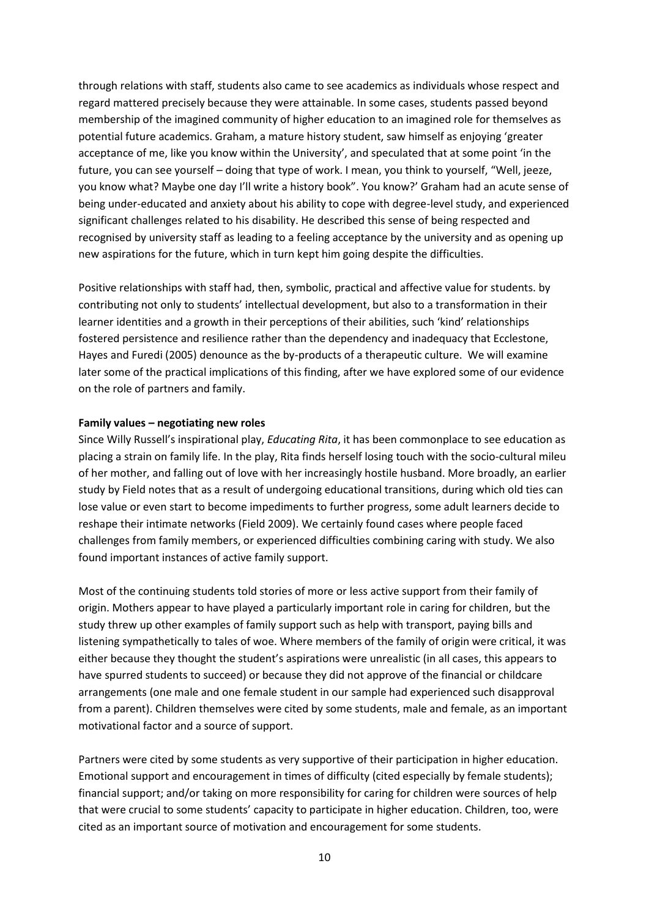through relations with staff, students also came to see academics as individuals whose respect and regard mattered precisely because they were attainable. In some cases, students passed beyond membership of the imagined community of higher education to an imagined role for themselves as potential future academics. Graham, a mature history student, saw himself as enjoying 'greater acceptance of me, like you know within the University', and speculated that at some point 'in the future, you can see yourself – doing that type of work. I mean, you think to yourself, "Well, jeeze, you know what? Maybe one day I'll write a history book". You know?' Graham had an acute sense of being under-educated and anxiety about his ability to cope with degree-level study, and experienced significant challenges related to his disability. He described this sense of being respected and recognised by university staff as leading to a feeling acceptance by the university and as opening up new aspirations for the future, which in turn kept him going despite the difficulties.

Positive relationships with staff had, then, symbolic, practical and affective value for students. by contributing not only to students' intellectual development, but also to a transformation in their learner identities and a growth in their perceptions of their abilities, such 'kind' relationships fostered persistence and resilience rather than the dependency and inadequacy that Ecclestone, Hayes and Furedi (2005) denounce as the by-products of a therapeutic culture. We will examine later some of the practical implications of this finding, after we have explored some of our evidence on the role of partners and family.

**Family values – negotiating new roles**

Since Willy Russell's inspirational play, *Educating Rita*, it has been commonplace to see education as placing a strain on family life. In the play, Rita finds herself losing touch with the socio-cultural mileu of her mother, and falling out of love with her increasingly hostile husband. More broadly, an earlier study by Field notes that as a result of undergoing educational transitions, during which old ties can lose value or even start to become impediments to further progress, some adult learners decide to reshape their intimate networks (Field 2009). We certainly found cases where people faced challenges from family members, or experienced difficulties combining caring with study. We also found important instances of active family support.

Most of the continuing students told stories of more or less active support from their family of origin. Mothers appear to have played a particularly important role in caring for children, but the study threw up other examples of family support such as help with transport, paying bills and listening sympathetically to tales of woe. Where members of the family of origin were critical, it was either because they thought the student's aspirations were unrealistic (in all cases, this appears to have spurred students to succeed) or because they did not approve of the financial or childcare arrangements (one male and one female student in our sample had experienced such disapproval from a parent). Children themselves were cited by some students, male and female, as an important motivational factor and a source of support.

Partners were cited by some students as very supportive of their participation in higher education. Emotional support and encouragement in times of difficulty (cited especially by female students); financial support; and/or taking on more responsibility for caring for children were sources of help that were crucial to some students' capacity to participate in higher education. Children, too, were cited as an important source of motivation and encouragement for some students.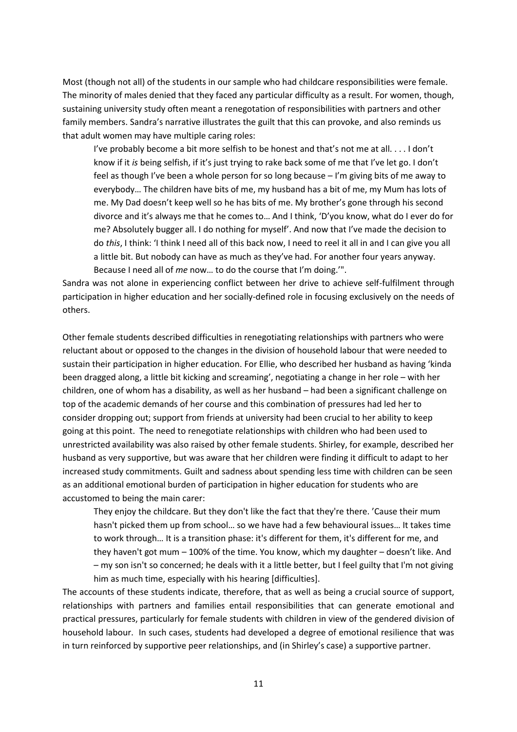Most (though not all) of the students in our sample who had childcare responsibilities were female. The minority of males denied that they faced any particular difficulty as a result. For women, though, sustaining university study often meant a renegotation of responsibilities with partners and other family members. Sandra's narrative illustrates the guilt that this can provoke, and also reminds us that adult women may have multiple caring roles:

> I've probably become a bit more selfish to be honest and that's not me at all. . . . I don't know if it *is* being selfish, if it's just trying to rake back some of me that I've let go. I don't feel as though I've been a whole person for so long because – I'm giving bits of me away to everybody… The children have bits of me, my husband has a bit of me, my Mum has lots of me. My Dad doesn't keep well so he has bits of me. My brother's gone through his second divorce and it's always me that he comes to… And I think, 'D'you know, what do I ever do for me? Absolutely bugger all. I do nothing for myself'. And now that I've made the decision to do *this*, I think: 'I think I need all of this back now, I need to reel it all in and I can give you all a little bit. But nobody can have as much as they've had. For another four years anyway. Because I need all of *me* now… to do the course that I'm doing.'".

Sandra was not alone in experiencing conflict between her drive to achieve self-fulfilment through participation in higher education and her socially-defined role in focusing exclusively on the needs of others.

Other female students described difficulties in renegotiating relationships with partners who were reluctant about or opposed to the changes in the division of household labour that were needed to sustain their participation in higher education. For Ellie, who described her husband as having 'kinda been dragged along, a little bit kicking and screaming', negotiating a change in her role – with her children, one of whom has a disability, as well as her husband – had been a significant challenge on top of the academic demands of her course and this combination of pressures had led her to consider dropping out; support from friends at university had been crucial to her ability to keep going at this point. The need to renegotiate relationships with children who had been used to unrestricted availability was also raised by other female students. Shirley, for example, described her husband as very supportive, but was aware that her children were finding it difficult to adapt to her increased study commitments. Guilt and sadness about spending less time with children can be seen as an additional emotional burden of participation in higher education for students who are accustomed to being the main carer:

> They enjoy the childcare. But they don't like the fact that they're there. 'Cause their mum hasn't picked them up from school… so we have had a few behavioural issues… It takes time to work through… It is a transition phase: it's different for them, it's different for me, and they haven't got mum – 100% of the time. You know, which my daughter – doesn't like. And – my son isn't so concerned; he deals with it a little better, but I feel guilty that I'm not giving him as much time, especially with his hearing [difficulties].

The accounts of these students indicate, therefore, that as well as being a crucial source of support, relationships with partners and families entail responsibilities that can generate emotional and practical pressures, particularly for female students with children in view of the gendered division of household labour. In such cases, students had developed a degree of emotional resilience that was in turn reinforced by supportive peer relationships, and (in Shirley's case) a supportive partner.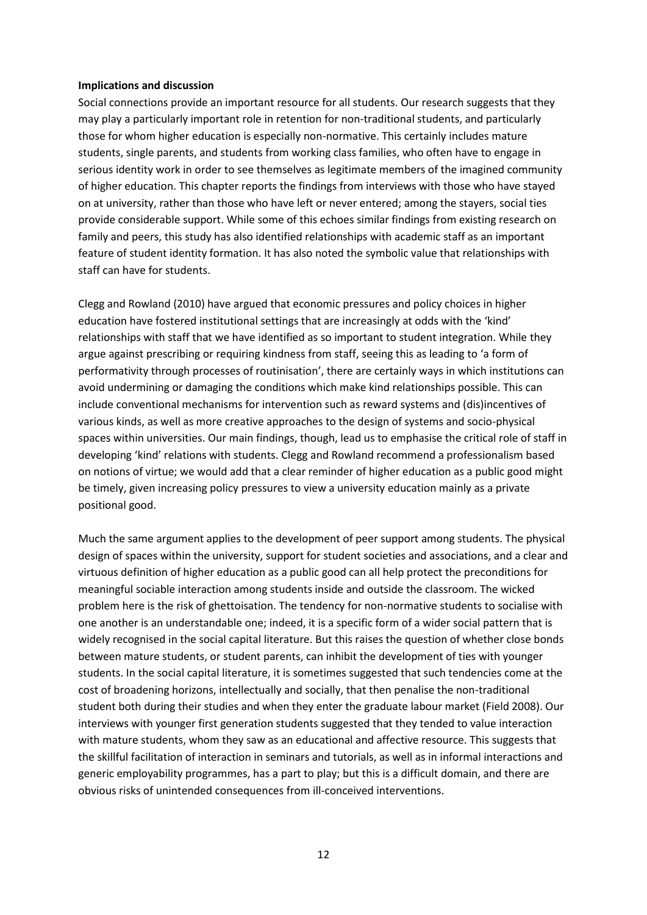**Implications and discussion**

Social connections provide an important resource for all students. Our research suggests that they may play a particularly important role in retention for non-traditional students, and particularly those for whom higher education is especially non-normative. This certainly includes mature students, single parents, and students from working class families, who often have to engage in serious identity work in order to see themselves as legitimate members of the imagined community of higher education. This chapter reports the findings from interviews with those who have stayed on at university, rather than those who have left or never entered; among the stayers, social ties provide considerable support. While some of this echoes similar findings from existing research on family and peers, this study has also identified relationships with academic staff as an important feature of student identity formation. It has also noted the symbolic value that relationships with staff can have for students.

Clegg and Rowland (2010) have argued that economic pressures and policy choices in higher education have fostered institutional settings that are increasingly at odds with the 'kind' relationships with staff that we have identified as so important to student integration. While they argue against prescribing or requiring kindness from staff, seeing this as leading to 'a form of performativity through processes of routinisation', there are certainly ways in which institutions can avoid undermining or damaging the conditions which make kind relationships possible. This can include conventional mechanisms for intervention such as reward systems and (dis)incentives of various kinds, as well as more creative approaches to the design of systems and socio-physical spaces within universities. Our main findings, though, lead us to emphasise the critical role of staff in developing 'kind' relations with students. Clegg and Rowland recommend a professionalism based on notions of virtue; we would add that a clear reminder of higher education as a public good might be timely, given increasing policy pressures to view a university education mainly as a private positional good.

Much the same argument applies to the development of peer support among students. The physical design of spaces within the university, support for student societies and associations, and a clear and virtuous definition of higher education as a public good can all help protect the preconditions for meaningful sociable interaction among students inside and outside the classroom. The wicked problem here is the risk of ghettoisation. The tendency for non-normative students to socialise with one another is an understandable one; indeed, it is a specific form of a wider social pattern that is widely recognised in the social capital literature. But this raises the question of whether close bonds between mature students, or student parents, can inhibit the development of ties with younger students. In the social capital literature, it is sometimes suggested that such tendencies come at the cost of broadening horizons, intellectually and socially, that then penalise the non-traditional student both during their studies and when they enter the graduate labour market (Field 2008). Our interviews with younger first generation students suggested that they tended to value interaction with mature students, whom they saw as an educational and affective resource. This suggests that the skillful facilitation of interaction in seminars and tutorials, as well as in informal interactions and generic employability programmes, has a part to play; but this is a difficult domain, and there are obvious risks of unintended consequences from ill-conceived interventions.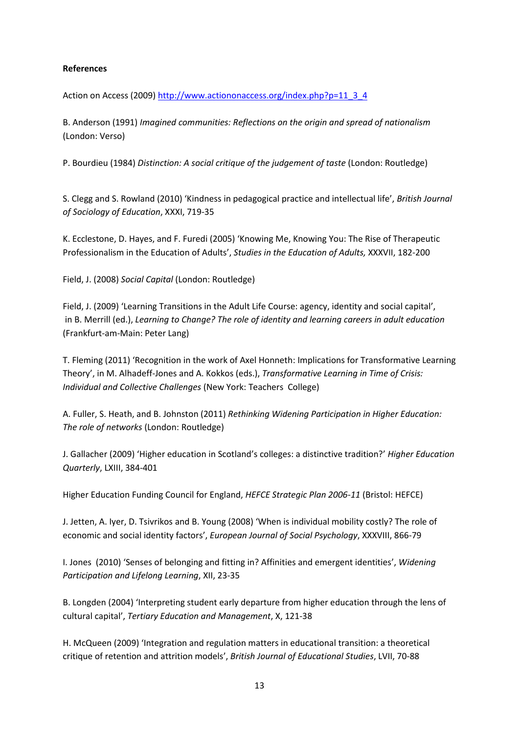**References**

Action on Access (2009) http://www.actiononaccess.org/index.php?p=11_3_4

B. Anderson (1991) *Imagined communities: Reflections on the origin and spread of nationalism* (London: Verso)

P. Bourdieu (1984) *Distinction: A social critique of the judgement of taste* (London: Routledge)

S. Clegg and S. Rowland (2010) 'Kindness in pedagogical practice and intellectual life', *British Journal of Sociology of Education*, XXXI, 719-35

K. Ecclestone, D. Hayes, and F. Furedi (2005) 'Knowing Me, Knowing You: The Rise of Therapeutic Professionalism in the Education of Adults', *Studies in the Education of Adults,* XXXVII, 182-200

Field, J. (2008) *Social Capital* (London: Routledge)

Field, J. (2009) 'Learning Transitions in the Adult Life Course: agency, identity and social capital', in B. Merrill (ed.), *Learning to Change? The role of identity and learning careers in adult education* (Frankfurt-am-Main: Peter Lang)

T. Fleming (2011) 'Recognition in the work of Axel Honneth: Implications for Transformative Learning Theory', in M. Alhadeff-Jones and A. Kokkos (eds.), *Transformative Learning in Time of Crisis: Individual and Collective Challenges* (New York: Teachers College)

A. Fuller, S. Heath, and B. Johnston (2011) *Rethinking Widening Participation in Higher Education: The role of networks* (London: Routledge)

J. Gallacher (2009) 'Higher education in Scotland's colleges: a distinctive tradition?' *Higher Education Quarterly*, LXIII, 384-401

Higher Education Funding Council for England, *HEFCE Strategic Plan 2006-11* (Bristol: HEFCE)

J. Jetten, A. Iyer, D. Tsivrikos and B. Young (2008) 'When is individual mobility costly? The role of economic and social identity factors', *European Journal of Social Psychology*, XXXVIII, 866-79

I. Jones (2010) 'Senses of belonging and fitting in? Affinities and emergent identities', *Widening Participation and Lifelong Learning*, XII, 23-35

B. Longden (2004) 'Interpreting student early departure from higher education through the lens of cultural capital', *Tertiary Education and Management*, X, 121-38

H. McQueen (2009) 'Integration and regulation matters in educational transition: a theoretical critique of retention and attrition models', *British Journal of Educational Studies*, LVII, 70-88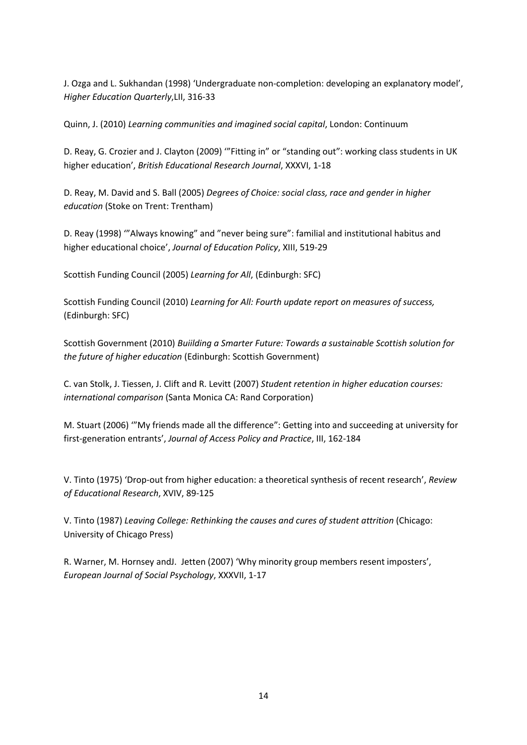J. Ozga and L. Sukhandan (1998) 'Undergraduate non-completion: developing an explanatory model', *Higher Education Quarterly*,LII, 316-33

Quinn, J. (2010) *Learning communities and imagined social capital*, London: Continuum

D. Reay, G. Crozier and J. Clayton (2009) '"Fitting in" or "standing out": working class students in UK higher education', *British Educational Research Journal*, XXXVI, 1-18

D. Reay, M. David and S. Ball (2005) *Degrees of Choice: social class, race and gender in higher education* (Stoke on Trent: Trentham)

D. Reay (1998) '"Always knowing" and "never being sure": familial and institutional habitus and higher educational choice', *Journal of Education Policy*, XIII, 519-29

Scottish Funding Council (2005) *Learning for All*, (Edinburgh: SFC)

Scottish Funding Council (2010) *Learning for All: Fourth update report on measures of success,* (Edinburgh: SFC)

Scottish Government (2010) *Buiilding a Smarter Future: Towards a sustainable Scottish solution for the future of higher education* (Edinburgh: Scottish Government)

C. van Stolk, J. Tiessen, J. Clift and R. Levitt (2007) *Student retention in higher education courses: international comparison* (Santa Monica CA: Rand Corporation)

M. Stuart (2006) '"My friends made all the difference": Getting into and succeeding at university for first-generation entrants', *Journal of Access Policy and Practice*, III, 162-184

V. Tinto (1975) 'Drop-out from higher education: a theoretical synthesis of recent research', *Review of Educational Research*, XVIV, 89-125

V. Tinto (1987) *Leaving College: Rethinking the causes and cures of student attrition* (Chicago: University of Chicago Press)

R. Warner, M. Hornsey andJ. Jetten (2007) 'Why minority group members resent imposters', *European Journal of Social Psychology*, XXXVII, 1-17